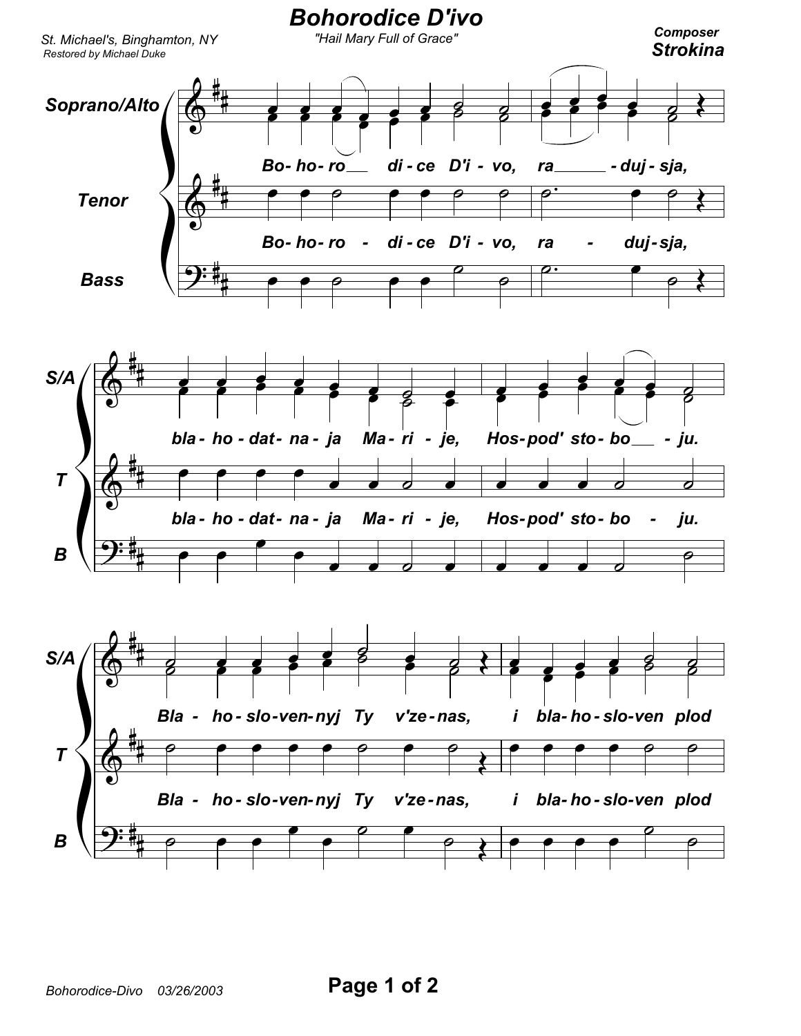# Bohorodice D'ivo

*"Hail Mary Full of Grace"*

*St. Michael's, Binghamton, NY*
*Restored by Michael Duke*

**Composer**
**Strokina**

Soprano/Alto
Tenor
Bass

Bo- ho- ro - di - ce D'i - vo, ra - duj - sja,

bla - ho - dat - na - ja Ma - ri - je, Hos - pod' sto - bo - ju.

Bla - ho - slo - ven - nyj Ty v'ze - nas, i bla - ho - slo - ven plod

*Bohorodice-Divo 03/26/2003*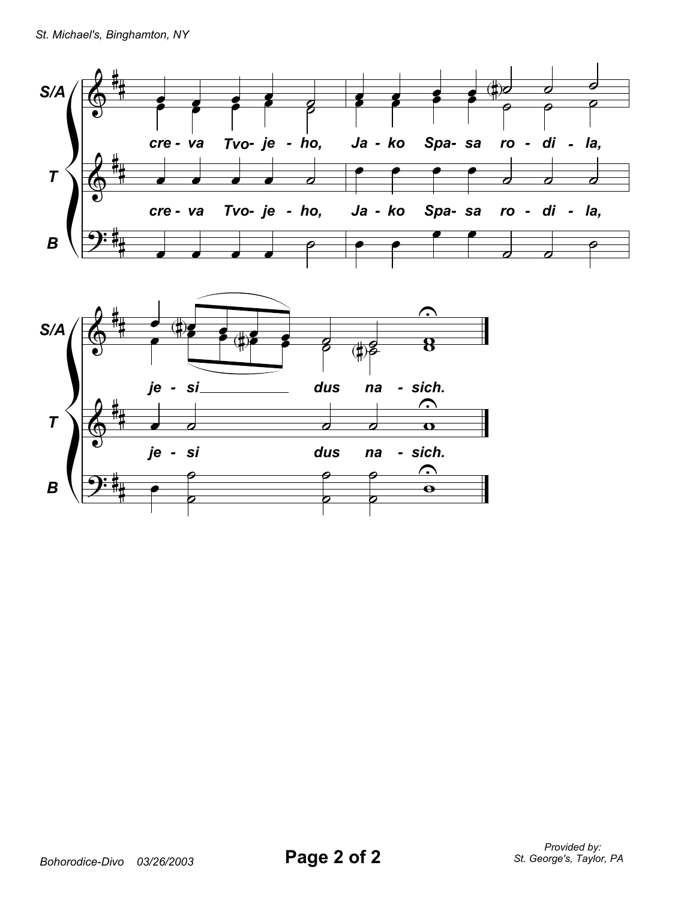S/A

cre - va Tvo- je - ho, Ja - ko Spa- sa ro - di - la,

T

cre - va Tvo- je - ho, Ja - ko Spa- sa ro - di - la,

B

S/A

je - si dus na - sich.

T

je - si dus na - sich.

B